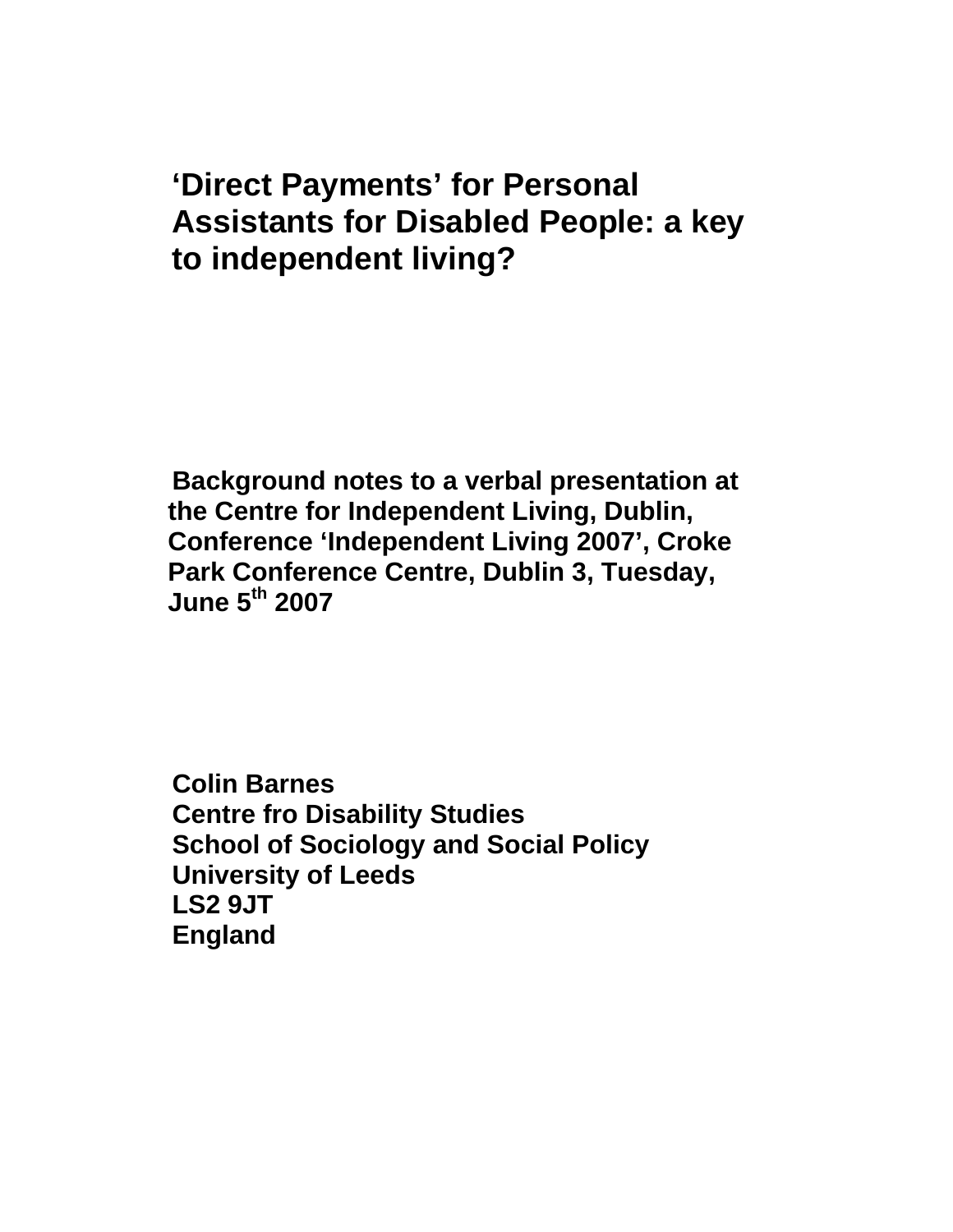# ‘Direct Payments’ for Personal Assistants for Disabled People: a key to independent living?

**Background notes to a verbal presentation at the Centre for Independent Living, Dublin, Conference ‘Independent Living 2007’, Croke Park Conference Centre, Dublin 3, Tuesday, June 5th 2007**

**Colin Barnes**
**Centre fro Disability Studies**
**School of Sociology and Social Policy**
**University of Leeds**
**LS2 9JT**
**England**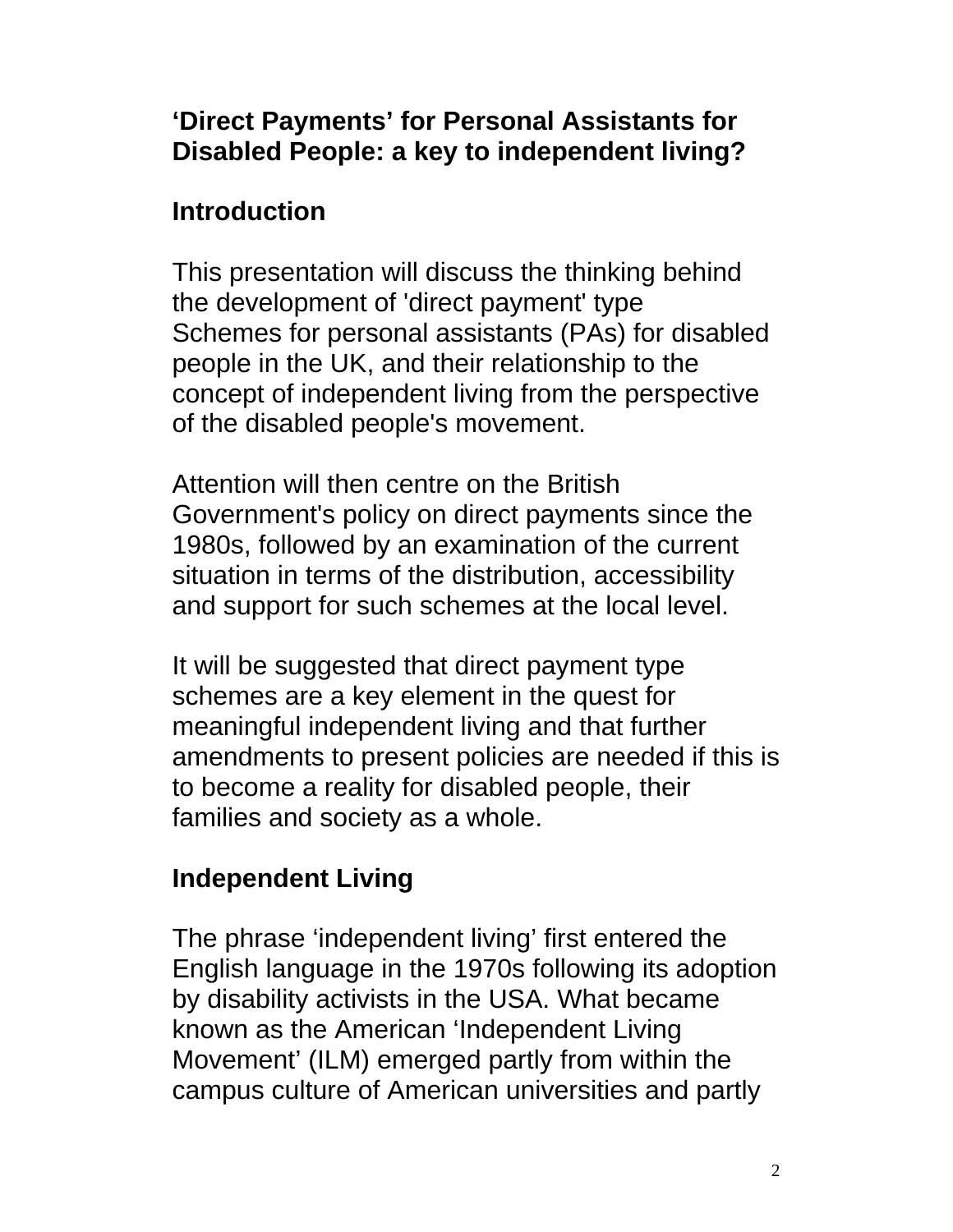**‘Direct Payments’ for Personal Assistants for Disabled People: a key to independent living?**

**Introduction**

This presentation will discuss the thinking behind the development of 'direct payment' type Schemes for personal assistants (PAs) for disabled people in the UK, and their relationship to the concept of independent living from the perspective of the disabled people's movement.

Attention will then centre on the British Government's policy on direct payments since the 1980s, followed by an examination of the current situation in terms of the distribution, accessibility and support for such schemes at the local level.

It will be suggested that direct payment type schemes are a key element in the quest for meaningful independent living and that further amendments to present policies are needed if this is to become a reality for disabled people, their families and society as a whole.

**Independent Living**

The phrase ‘independent living’ first entered the English language in the 1970s following its adoption by disability activists in the USA. What became known as the American ‘Independent Living Movement’ (ILM) emerged partly from within the campus culture of American universities and partly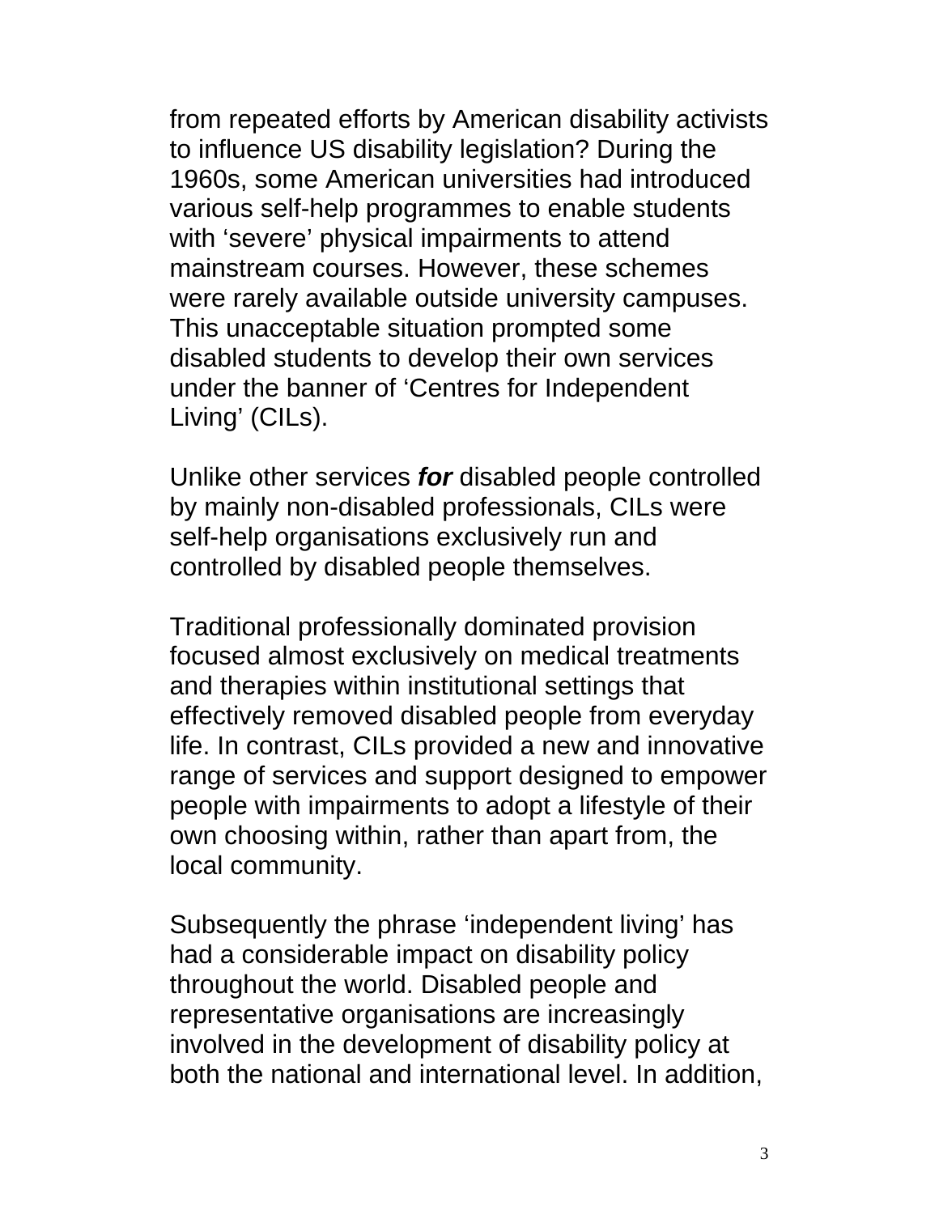from repeated efforts by American disability activists to influence US disability legislation? During the 1960s, some American universities had introduced various self-help programmes to enable students with ‘severe’ physical impairments to attend mainstream courses. However, these schemes were rarely available outside university campuses. This unacceptable situation prompted some disabled students to develop their own services under the banner of ‘Centres for Independent Living’ (CILs).

Unlike other services ***for*** disabled people controlled by mainly non-disabled professionals, CILs were self-help organisations exclusively run and controlled by disabled people themselves.

Traditional professionally dominated provision focused almost exclusively on medical treatments and therapies within institutional settings that effectively removed disabled people from everyday life. In contrast, CILs provided a new and innovative range of services and support designed to empower people with impairments to adopt a lifestyle of their own choosing within, rather than apart from, the local community.

Subsequently the phrase ‘independent living’ has had a considerable impact on disability policy throughout the world. Disabled people and representative organisations are increasingly involved in the development of disability policy at both the national and international level. In addition,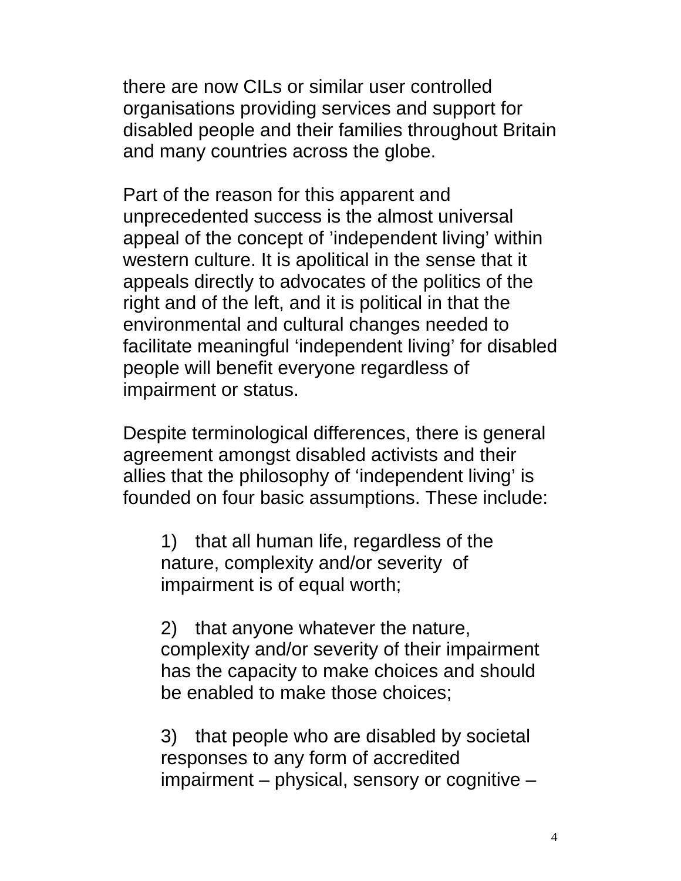there are now CILs or similar user controlled organisations providing services and support for disabled people and their families throughout Britain and many countries across the globe.

Part of the reason for this apparent and unprecedented success is the almost universal appeal of the concept of ’independent living’ within western culture. It is apolitical in the sense that it appeals directly to advocates of the politics of the right and of the left, and it is political in that the environmental and cultural changes needed to facilitate meaningful ‘independent living’ for disabled people will benefit everyone regardless of impairment or status.

Despite terminological differences, there is general agreement amongst disabled activists and their allies that the philosophy of ‘independent living’ is founded on four basic assumptions. These include:

1) that all human life, regardless of the nature, complexity and/or severity of impairment is of equal worth;

2) that anyone whatever the nature, complexity and/or severity of their impairment has the capacity to make choices and should be enabled to make those choices;

3) that people who are disabled by societal responses to any form of accredited impairment – physical, sensory or cognitive –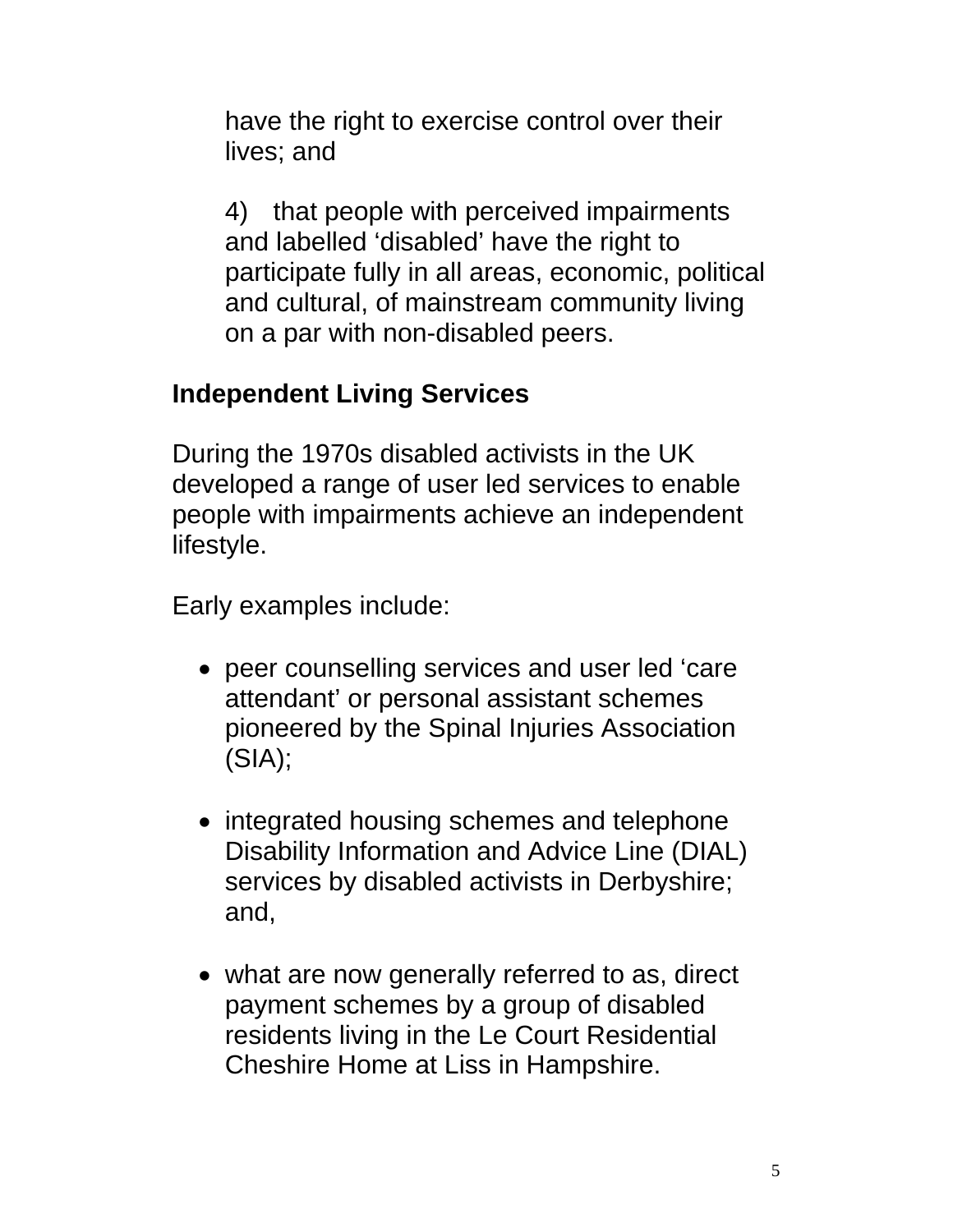have the right to exercise control over their lives; and

4) that people with perceived impairments and labelled ‘disabled’ have the right to participate fully in all areas, economic, political and cultural, of mainstream community living on a par with non-disabled peers.

**Independent Living Services**

During the 1970s disabled activists in the UK developed a range of user led services to enable people with impairments achieve an independent lifestyle.

Early examples include:

- peer counselling services and user led ‘care attendant’ or personal assistant schemes pioneered by the Spinal Injuries Association (SIA);

- integrated housing schemes and telephone Disability Information and Advice Line (DIAL) services by disabled activists in Derbyshire; and,

- what are now generally referred to as, direct payment schemes by a group of disabled residents living in the Le Court Residential Cheshire Home at Liss in Hampshire.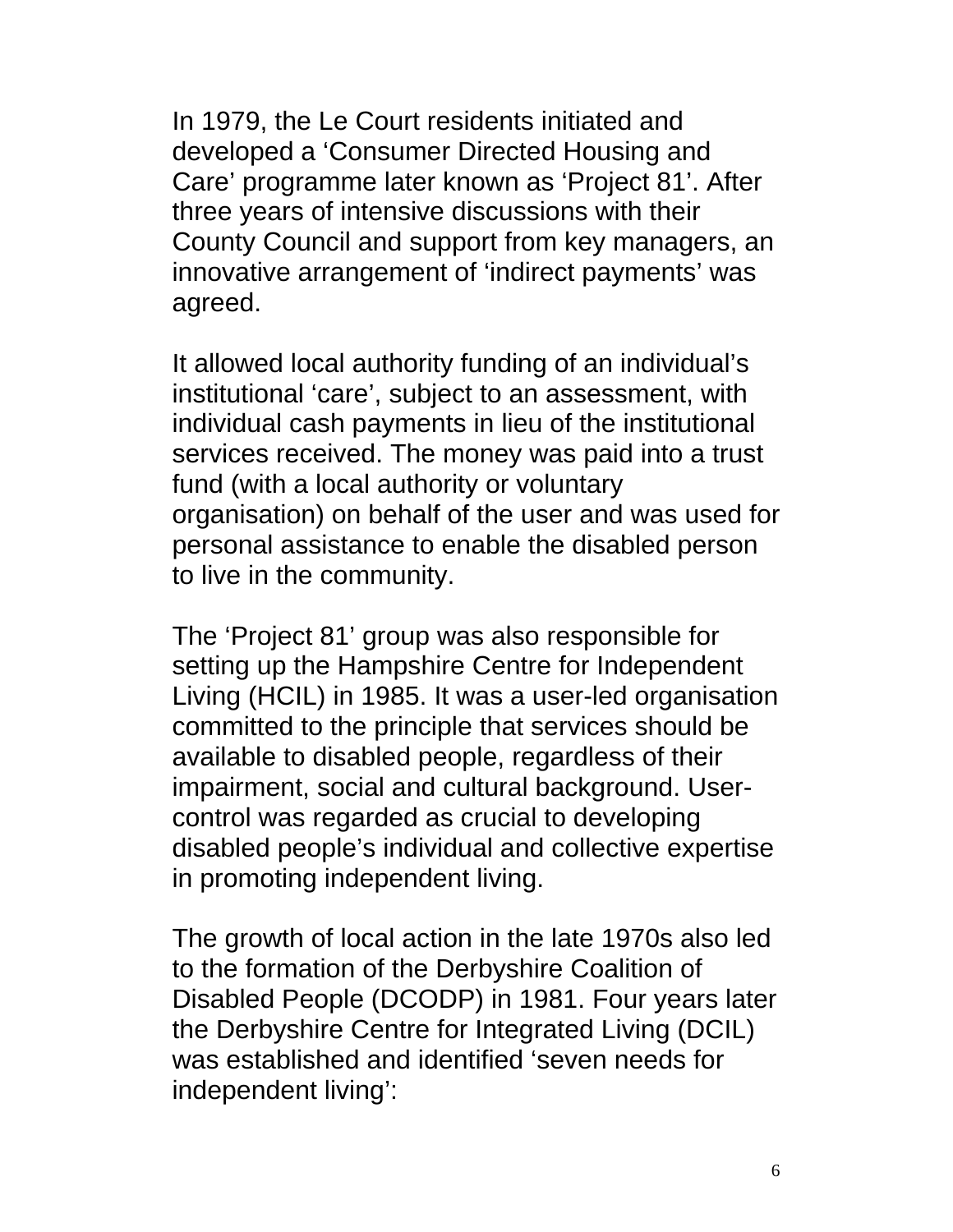In 1979, the Le Court residents initiated and developed a ‘Consumer Directed Housing and Care’ programme later known as ‘Project 81’. After three years of intensive discussions with their County Council and support from key managers, an innovative arrangement of ‘indirect payments’ was agreed.

It allowed local authority funding of an individual’s institutional ‘care’, subject to an assessment, with individual cash payments in lieu of the institutional services received. The money was paid into a trust fund (with a local authority or voluntary organisation) on behalf of the user and was used for personal assistance to enable the disabled person to live in the community.

The ‘Project 81’ group was also responsible for setting up the Hampshire Centre for Independent Living (HCIL) in 1985. It was a user-led organisation committed to the principle that services should be available to disabled people, regardless of their impairment, social and cultural background. User-control was regarded as crucial to developing disabled people’s individual and collective expertise in promoting independent living.

The growth of local action in the late 1970s also led to the formation of the Derbyshire Coalition of Disabled People (DCODP) in 1981. Four years later the Derbyshire Centre for Integrated Living (DCIL) was established and identified ‘seven needs for independent living’: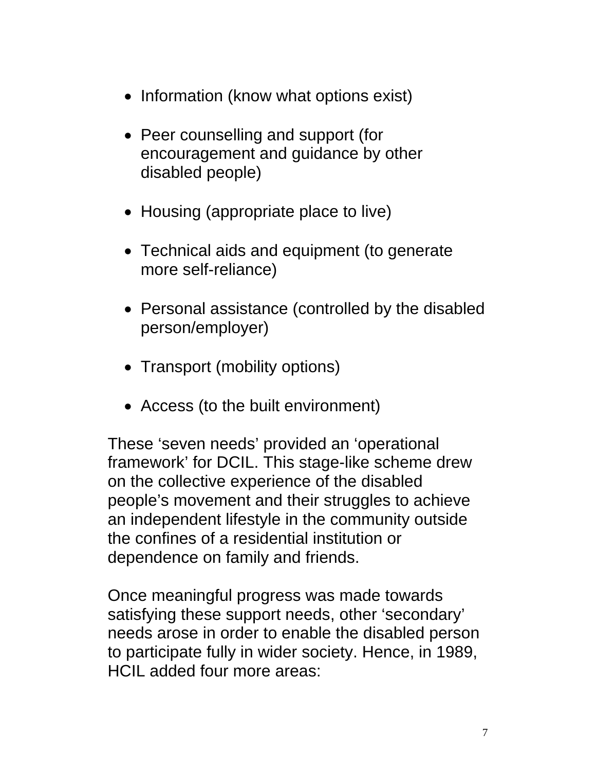- Information (know what options exist)
- Peer counselling and support (for encouragement and guidance by other disabled people)
- Housing (appropriate place to live)
- Technical aids and equipment (to generate more self-reliance)
- Personal assistance (controlled by the disabled person/employer)
- Transport (mobility options)
- Access (to the built environment)

These 'seven needs' provided an 'operational framework' for DCIL. This stage-like scheme drew on the collective experience of the disabled people's movement and their struggles to achieve an independent lifestyle in the community outside the confines of a residential institution or dependence on family and friends.

Once meaningful progress was made towards satisfying these support needs, other 'secondary' needs arose in order to enable the disabled person to participate fully in wider society. Hence, in 1989, HCIL added four more areas: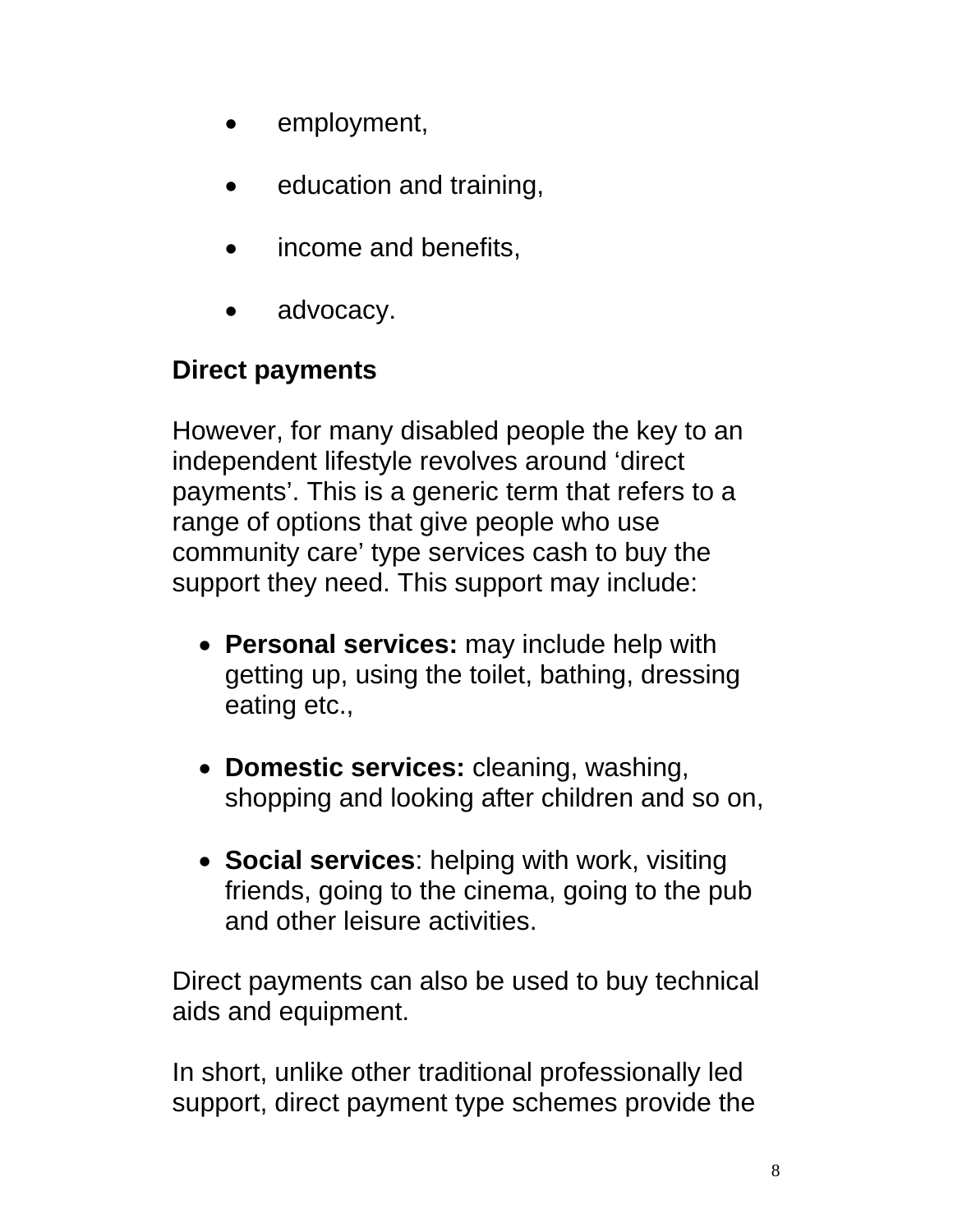- employment,
- education and training,
- income and benefits,
- advocacy.

**Direct payments**

However, for many disabled people the key to an independent lifestyle revolves around ‘direct payments’. This is a generic term that refers to a range of options that give people who use community care’ type services cash to buy the support they need. This support may include:

- **Personal services:** may include help with getting up, using the toilet, bathing, dressing eating etc.,
- **Domestic services:** cleaning, washing, shopping and looking after children and so on,
- **Social services**: helping with work, visiting friends, going to the cinema, going to the pub and other leisure activities.

Direct payments can also be used to buy technical aids and equipment.

In short, unlike other traditional professionally led support, direct payment type schemes provide the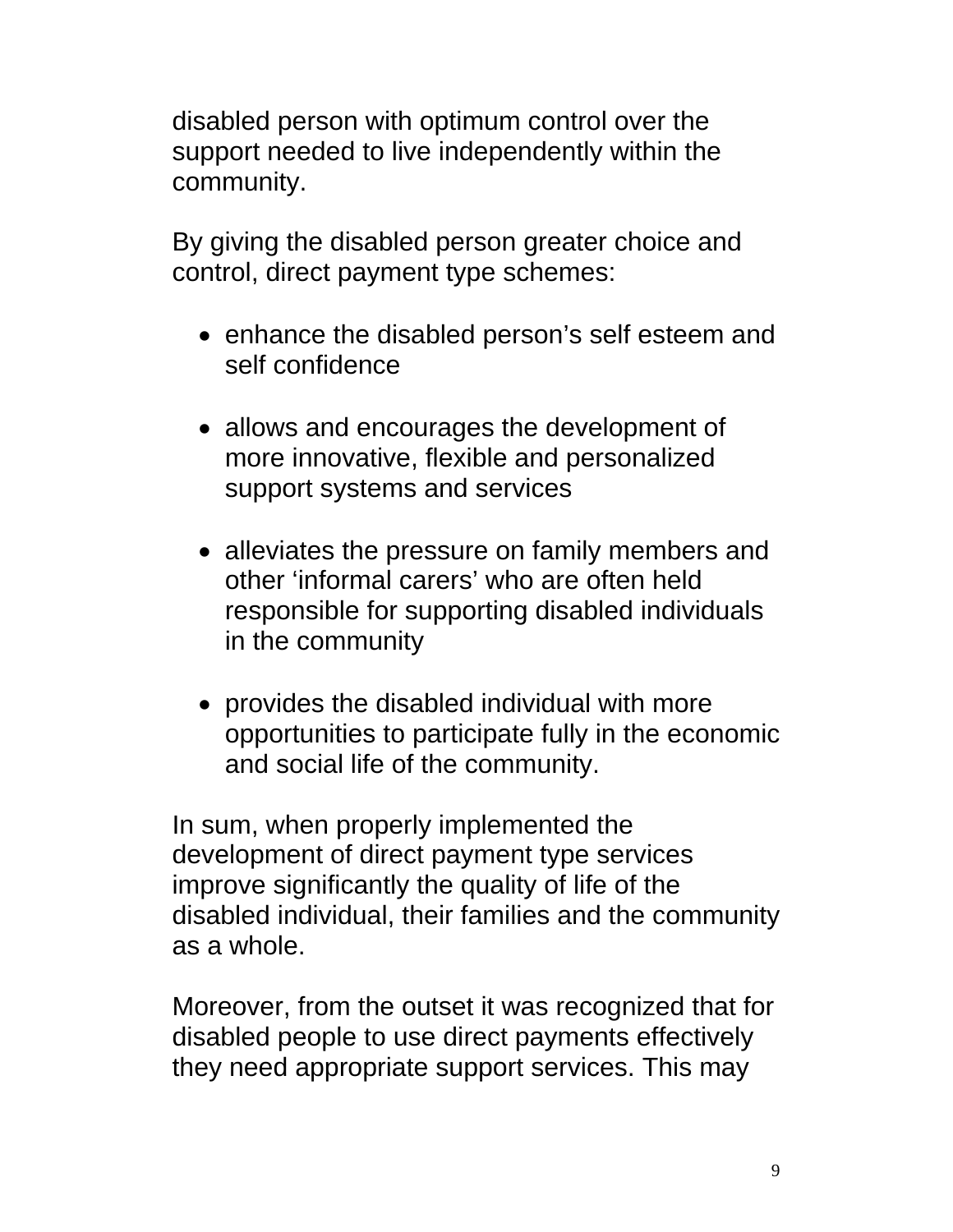disabled person with optimum control over the support needed to live independently within the community.

By giving the disabled person greater choice and control, direct payment type schemes:

- enhance the disabled person's self esteem and self confidence

- allows and encourages the development of more innovative, flexible and personalized support systems and services

- alleviates the pressure on family members and other 'informal carers' who are often held responsible for supporting disabled individuals in the community

- provides the disabled individual with more opportunities to participate fully in the economic and social life of the community.

In sum, when properly implemented the development of direct payment type services improve significantly the quality of life of the disabled individual, their families and the community as a whole.

Moreover, from the outset it was recognized that for disabled people to use direct payments effectively they need appropriate support services. This may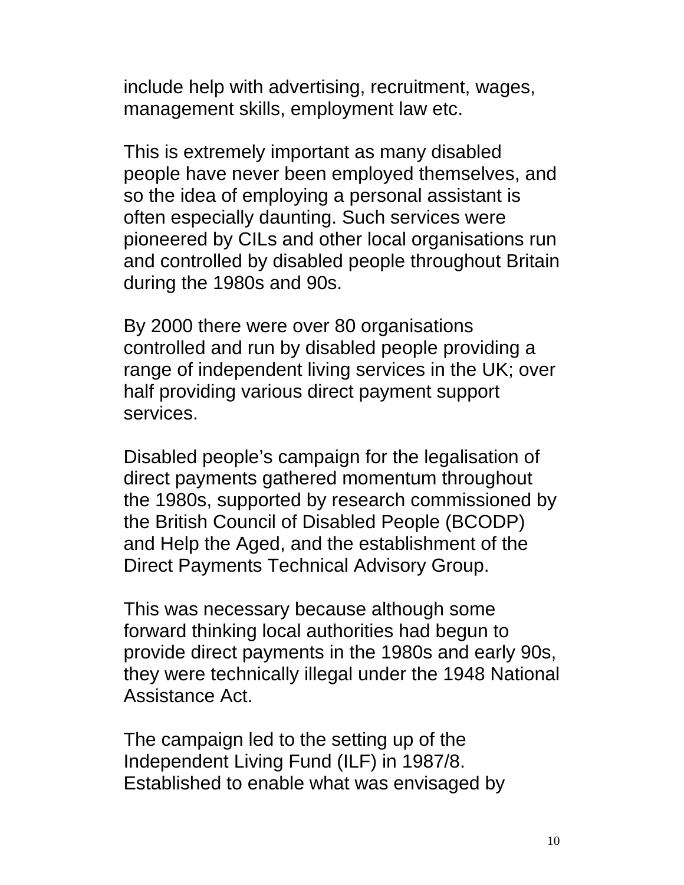include help with advertising, recruitment, wages, management skills, employment law etc.

This is extremely important as many disabled people have never been employed themselves, and so the idea of employing a personal assistant is often especially daunting. Such services were pioneered by CILs and other local organisations run and controlled by disabled people throughout Britain during the 1980s and 90s.

By 2000 there were over 80 organisations controlled and run by disabled people providing a range of independent living services in the UK; over half providing various direct payment support services.

Disabled people's campaign for the legalisation of direct payments gathered momentum throughout the 1980s, supported by research commissioned by the British Council of Disabled People (BCODP) and Help the Aged, and the establishment of the Direct Payments Technical Advisory Group.

This was necessary because although some forward thinking local authorities had begun to provide direct payments in the 1980s and early 90s, they were technically illegal under the 1948 National Assistance Act.

The campaign led to the setting up of the Independent Living Fund (ILF) in 1987/8. Established to enable what was envisaged by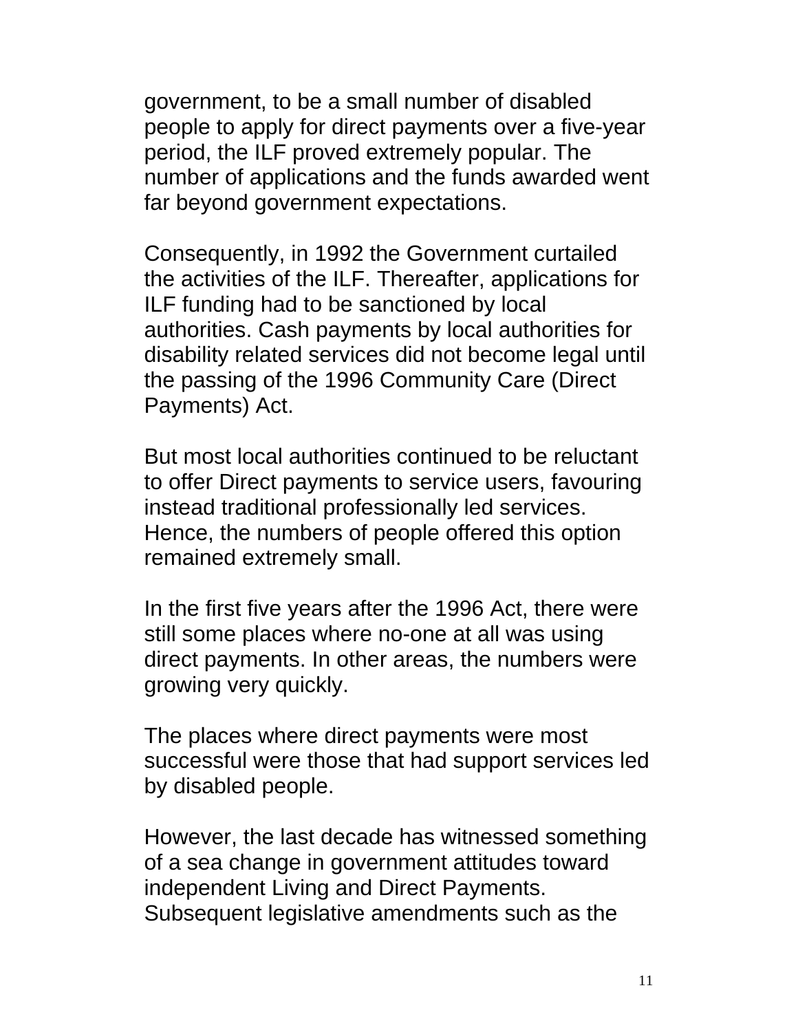government, to be a small number of disabled people to apply for direct payments over a five-year period, the ILF proved extremely popular. The number of applications and the funds awarded went far beyond government expectations.

Consequently, in 1992 the Government curtailed the activities of the ILF. Thereafter, applications for ILF funding had to be sanctioned by local authorities. Cash payments by local authorities for disability related services did not become legal until the passing of the 1996 Community Care (Direct Payments) Act.

But most local authorities continued to be reluctant to offer Direct payments to service users, favouring instead traditional professionally led services. Hence, the numbers of people offered this option remained extremely small.

In the first five years after the 1996 Act, there were still some places where no-one at all was using direct payments. In other areas, the numbers were growing very quickly.

The places where direct payments were most successful were those that had support services led by disabled people.

However, the last decade has witnessed something of a sea change in government attitudes toward independent Living and Direct Payments. Subsequent legislative amendments such as the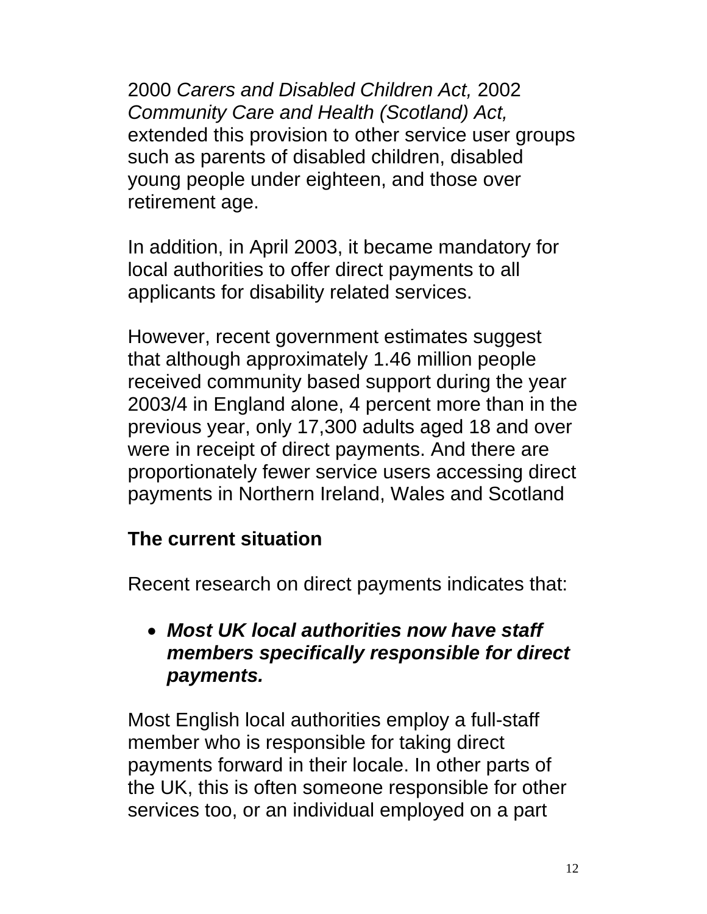2000 *Carers and Disabled Children Act,* 2002 *Community Care and Health (Scotland) Act,* extended this provision to other service user groups such as parents of disabled children, disabled young people under eighteen, and those over retirement age.

In addition, in April 2003, it became mandatory for local authorities to offer direct payments to all applicants for disability related services.

However, recent government estimates suggest that although approximately 1.46 million people received community based support during the year 2003/4 in England alone, 4 percent more than in the previous year, only 17,300 adults aged 18 and over were in receipt of direct payments. And there are proportionately fewer service users accessing direct payments in Northern Ireland, Wales and Scotland

## The current situation

Recent research on direct payments indicates that:

- ***Most UK local authorities now have staff members specifically responsible for direct payments.***

Most English local authorities employ a full-staff member who is responsible for taking direct payments forward in their locale. In other parts of the UK, this is often someone responsible for other services too, or an individual employed on a part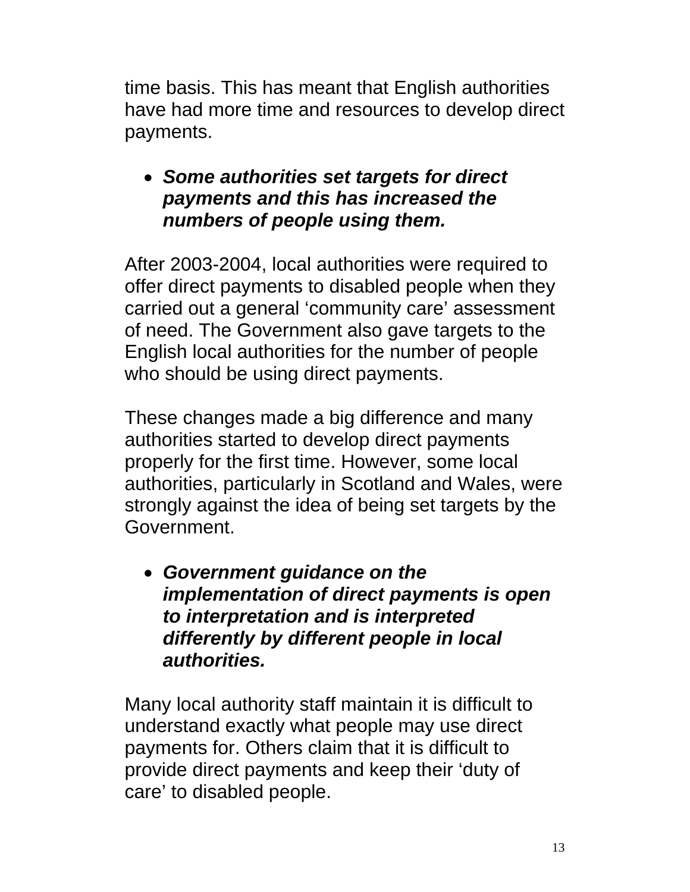time basis. This has meant that English authorities have had more time and resources to develop direct payments.

- ***Some authorities set targets for direct payments and this has increased the numbers of people using them.***

After 2003-2004, local authorities were required to offer direct payments to disabled people when they carried out a general ‘community care’ assessment of need. The Government also gave targets to the English local authorities for the number of people who should be using direct payments.

These changes made a big difference and many authorities started to develop direct payments properly for the first time. However, some local authorities, particularly in Scotland and Wales, were strongly against the idea of being set targets by the Government.

- ***Government guidance on the implementation of direct payments is open to interpretation and is interpreted differently by different people in local authorities.***

Many local authority staff maintain it is difficult to understand exactly what people may use direct payments for. Others claim that it is difficult to provide direct payments and keep their ‘duty of care’ to disabled people.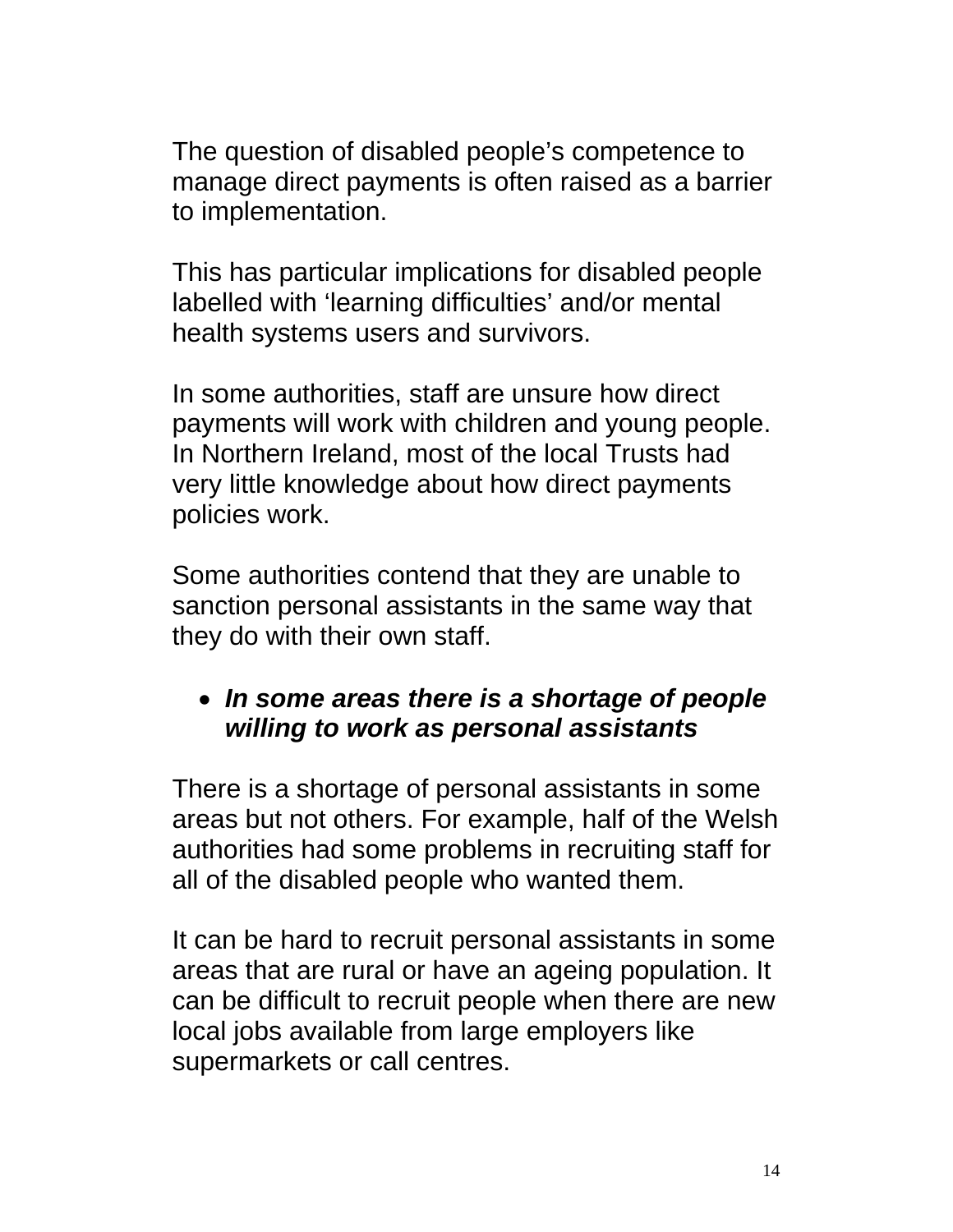The question of disabled people’s competence to manage direct payments is often raised as a barrier to implementation.

This has particular implications for disabled people labelled with ‘learning difficulties’ and/or mental health systems users and survivors.

In some authorities, staff are unsure how direct payments will work with children and young people. In Northern Ireland, most of the local Trusts had very little knowledge about how direct payments policies work.

Some authorities contend that they are unable to sanction personal assistants in the same way that they do with their own staff.

- ***In some areas there is a shortage of people willing to work as personal assistants***

There is a shortage of personal assistants in some areas but not others. For example, half of the Welsh authorities had some problems in recruiting staff for all of the disabled people who wanted them.

It can be hard to recruit personal assistants in some areas that are rural or have an ageing population. It can be difficult to recruit people when there are new local jobs available from large employers like supermarkets or call centres.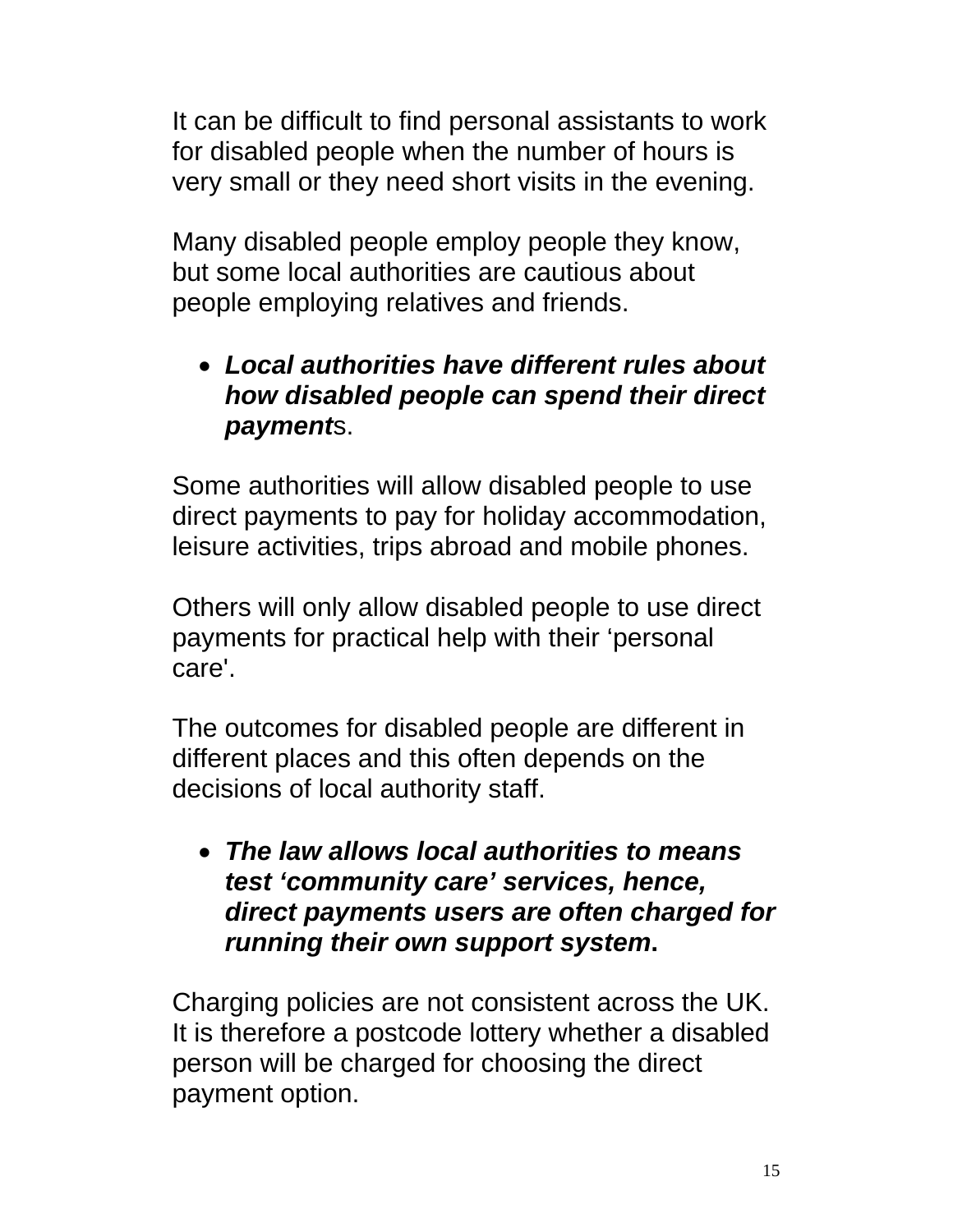It can be difficult to find personal assistants to work for disabled people when the number of hours is very small or they need short visits in the evening.

Many disabled people employ people they know, but some local authorities are cautious about people employing relatives and friends.

- ***Local authorities have different rules about how disabled people can spend their direct payment*s.**

Some authorities will allow disabled people to use direct payments to pay for holiday accommodation, leisure activities, trips abroad and mobile phones.

Others will only allow disabled people to use direct payments for practical help with their 'personal care'.

The outcomes for disabled people are different in different places and this often depends on the decisions of local authority staff.

- ***The law allows local authorities to means test 'community care' services, hence, direct payments users are often charged for running their own support system*.**

Charging policies are not consistent across the UK. It is therefore a postcode lottery whether a disabled person will be charged for choosing the direct payment option.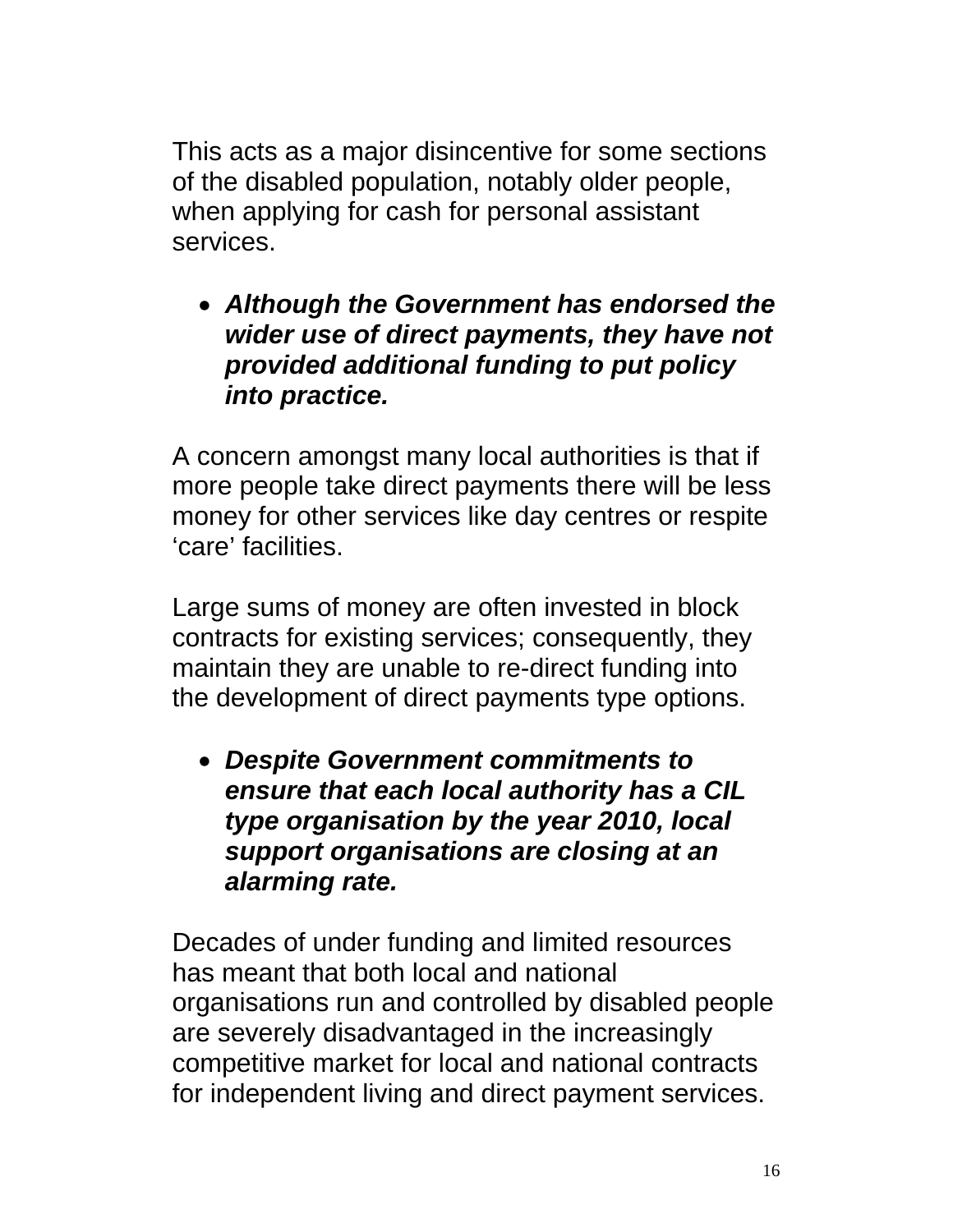This acts as a major disincentive for some sections of the disabled population, notably older people, when applying for cash for personal assistant services.

- ***Although the Government has endorsed the wider use of direct payments, they have not provided additional funding to put policy into practice.***

A concern amongst many local authorities is that if more people take direct payments there will be less money for other services like day centres or respite 'care' facilities.

Large sums of money are often invested in block contracts for existing services; consequently, they maintain they are unable to re-direct funding into the development of direct payments type options.

- ***Despite Government commitments to ensure that each local authority has a CIL type organisation by the year 2010, local support organisations are closing at an alarming rate.***

Decades of under funding and limited resources has meant that both local and national organisations run and controlled by disabled people are severely disadvantaged in the increasingly competitive market for local and national contracts for independent living and direct payment services.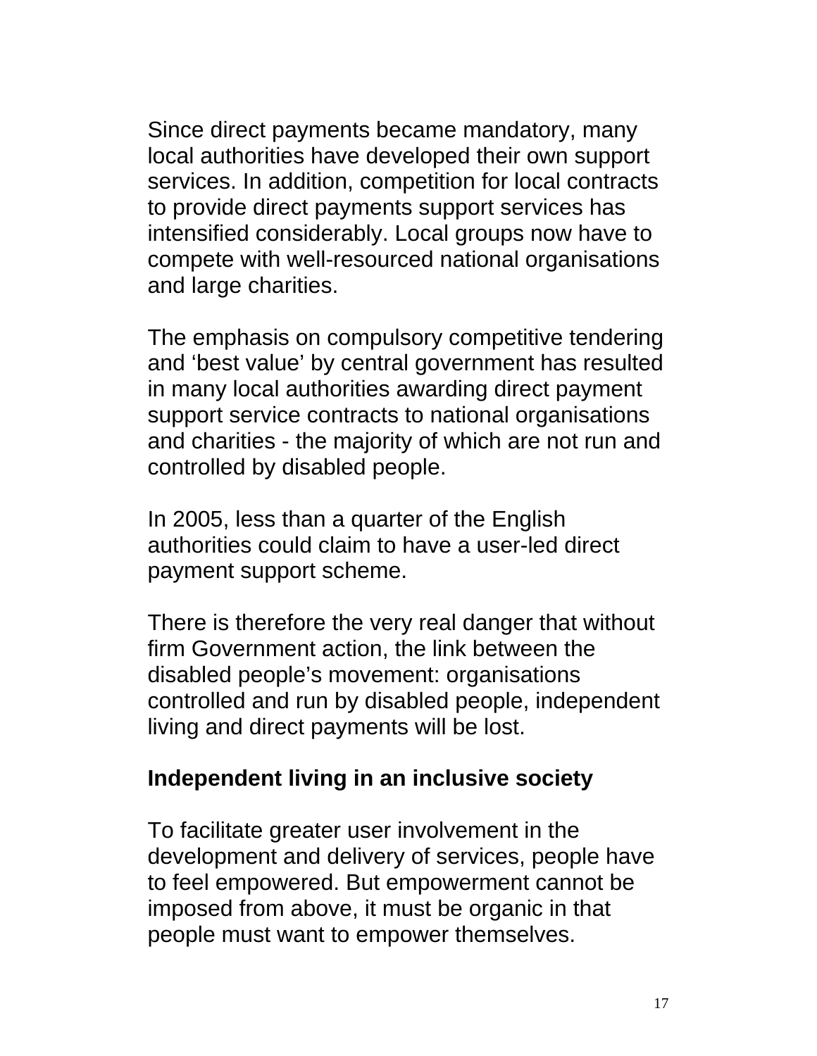Since direct payments became mandatory, many local authorities have developed their own support services. In addition, competition for local contracts to provide direct payments support services has intensified considerably. Local groups now have to compete with well-resourced national organisations and large charities.

The emphasis on compulsory competitive tendering and ‘best value’ by central government has resulted in many local authorities awarding direct payment support service contracts to national organisations and charities - the majority of which are not run and controlled by disabled people.

In 2005, less than a quarter of the English authorities could claim to have a user-led direct payment support scheme.

There is therefore the very real danger that without firm Government action, the link between the disabled people’s movement: organisations controlled and run by disabled people, independent living and direct payments will be lost.

## Independent living in an inclusive society

To facilitate greater user involvement in the development and delivery of services, people have to feel empowered. But empowerment cannot be imposed from above, it must be organic in that people must want to empower themselves.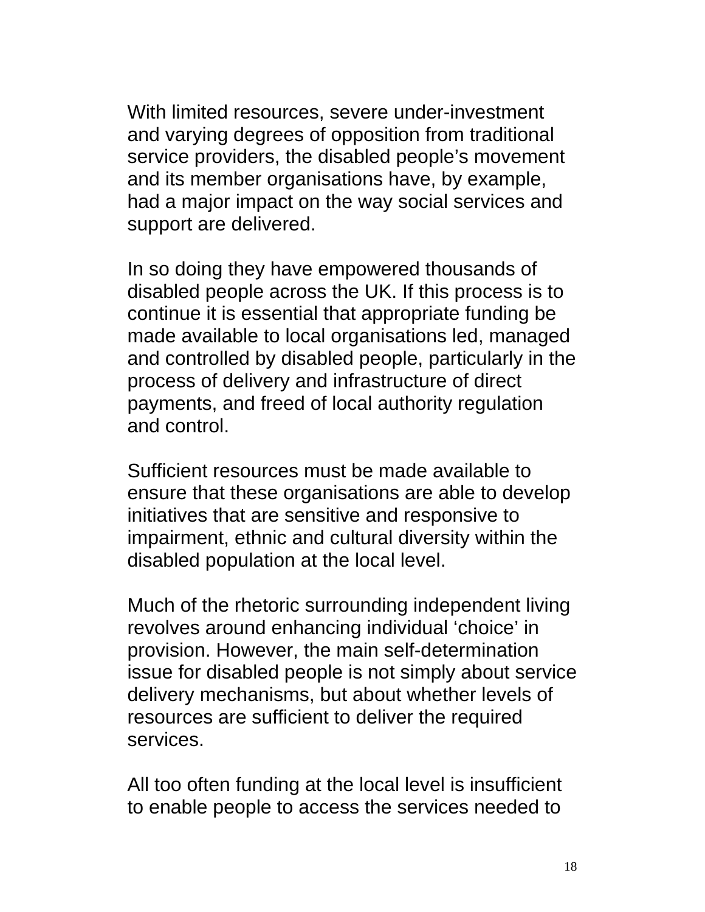With limited resources, severe under-investment and varying degrees of opposition from traditional service providers, the disabled people's movement and its member organisations have, by example, had a major impact on the way social services and support are delivered.

In so doing they have empowered thousands of disabled people across the UK. If this process is to continue it is essential that appropriate funding be made available to local organisations led, managed and controlled by disabled people, particularly in the process of delivery and infrastructure of direct payments, and freed of local authority regulation and control.

Sufficient resources must be made available to ensure that these organisations are able to develop initiatives that are sensitive and responsive to impairment, ethnic and cultural diversity within the disabled population at the local level.

Much of the rhetoric surrounding independent living revolves around enhancing individual 'choice' in provision. However, the main self-determination issue for disabled people is not simply about service delivery mechanisms, but about whether levels of resources are sufficient to deliver the required services.

All too often funding at the local level is insufficient to enable people to access the services needed to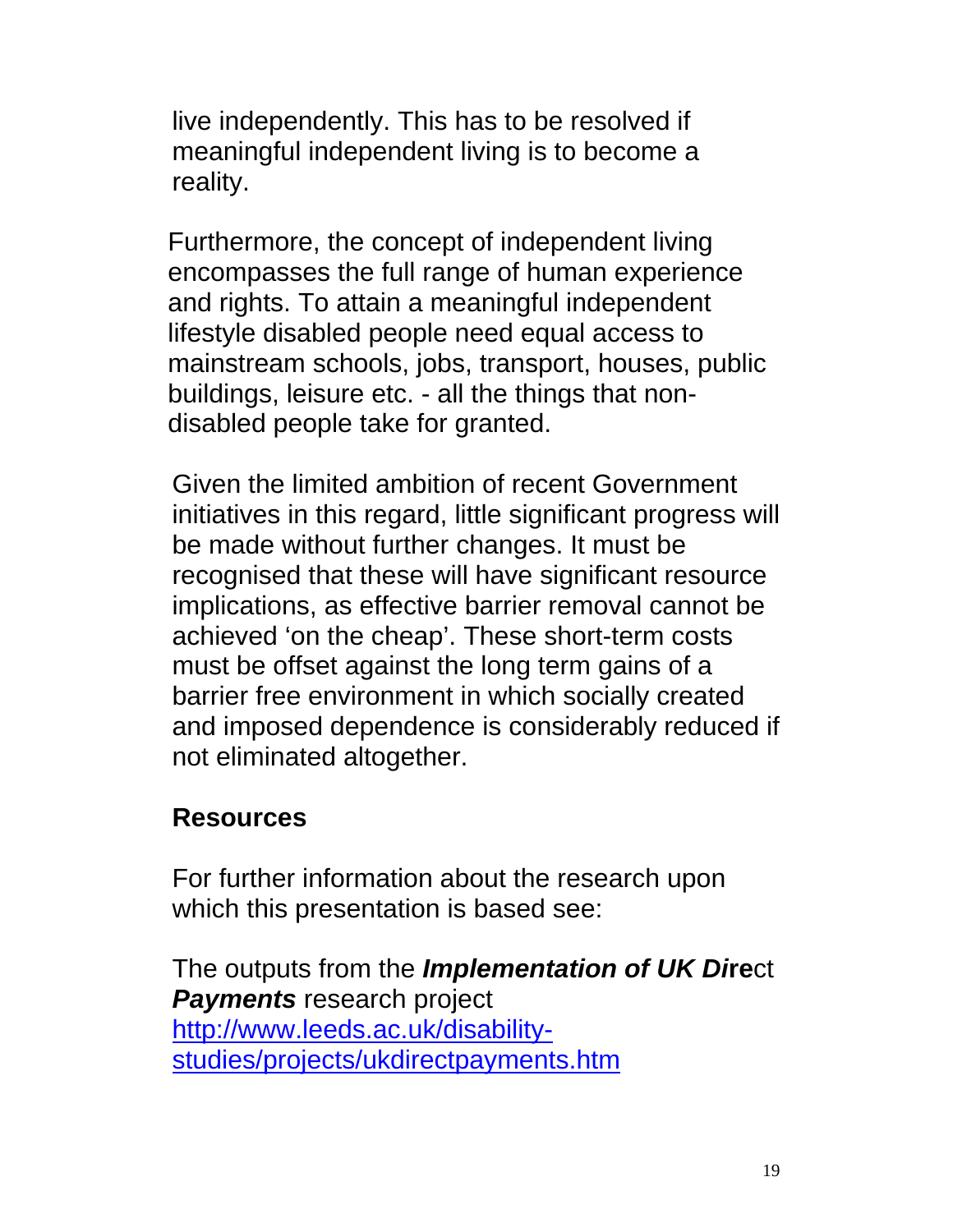live independently. This has to be resolved if meaningful independent living is to become a reality.

Furthermore, the concept of independent living encompasses the full range of human experience and rights. To attain a meaningful independent lifestyle disabled people need equal access to mainstream schools, jobs, transport, houses, public buildings, leisure etc. - all the things that non-disabled people take for granted.

Given the limited ambition of recent Government initiatives in this regard, little significant progress will be made without further changes. It must be recognised that these will have significant resource implications, as effective barrier removal cannot be achieved 'on the cheap'. These short-term costs must be offset against the long term gains of a barrier free environment in which socially created and imposed dependence is considerably reduced if not eliminated altogether.

## Resources

For further information about the research upon which this presentation is based see:

The outputs from the ***Implementation of UK Direct Payments*** research project
http://www.leeds.ac.uk/disability-studies/projects/ukdirectpayments.htm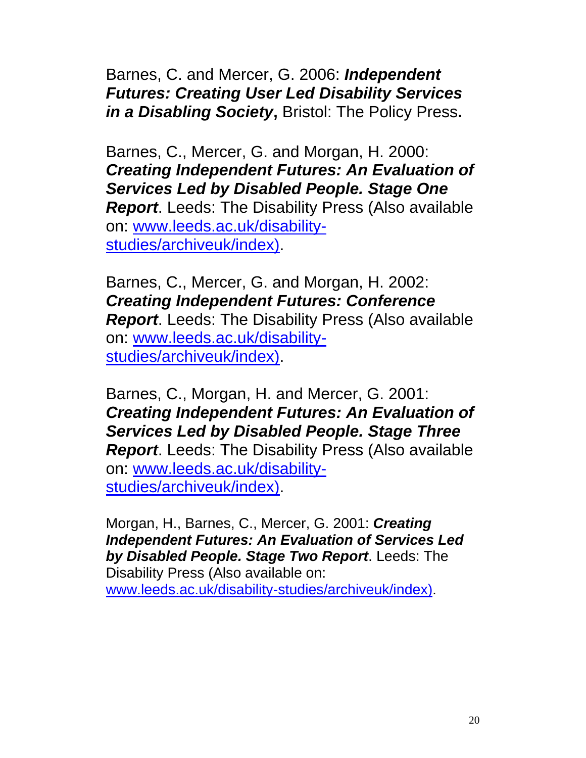Barnes, C. and Mercer, G. 2006: ***Independent Futures: Creating User Led Disability Services in a Disabling Society***, Bristol: The Policy Press**.**

Barnes, C., Mercer, G. and Morgan, H. 2000: ***Creating Independent Futures: An Evaluation of Services Led by Disabled People. Stage One Report***. Leeds: The Disability Press (Also available on: www.leeds.ac.uk/disability-studies/archiveuk/index).

Barnes, C., Mercer, G. and Morgan, H. 2002: ***Creating Independent Futures: Conference Report***. Leeds: The Disability Press (Also available on: www.leeds.ac.uk/disability-studies/archiveuk/index).

Barnes, C., Morgan, H. and Mercer, G. 2001: ***Creating Independent Futures: An Evaluation of Services Led by Disabled People. Stage Three Report***. Leeds: The Disability Press (Also available on: www.leeds.ac.uk/disability-studies/archiveuk/index).

Morgan, H., Barnes, C., Mercer, G. 2001: ***Creating Independent Futures: An Evaluation of Services Led by Disabled People. Stage Two Report***. Leeds: The Disability Press (Also available on: www.leeds.ac.uk/disability-studies/archiveuk/index).